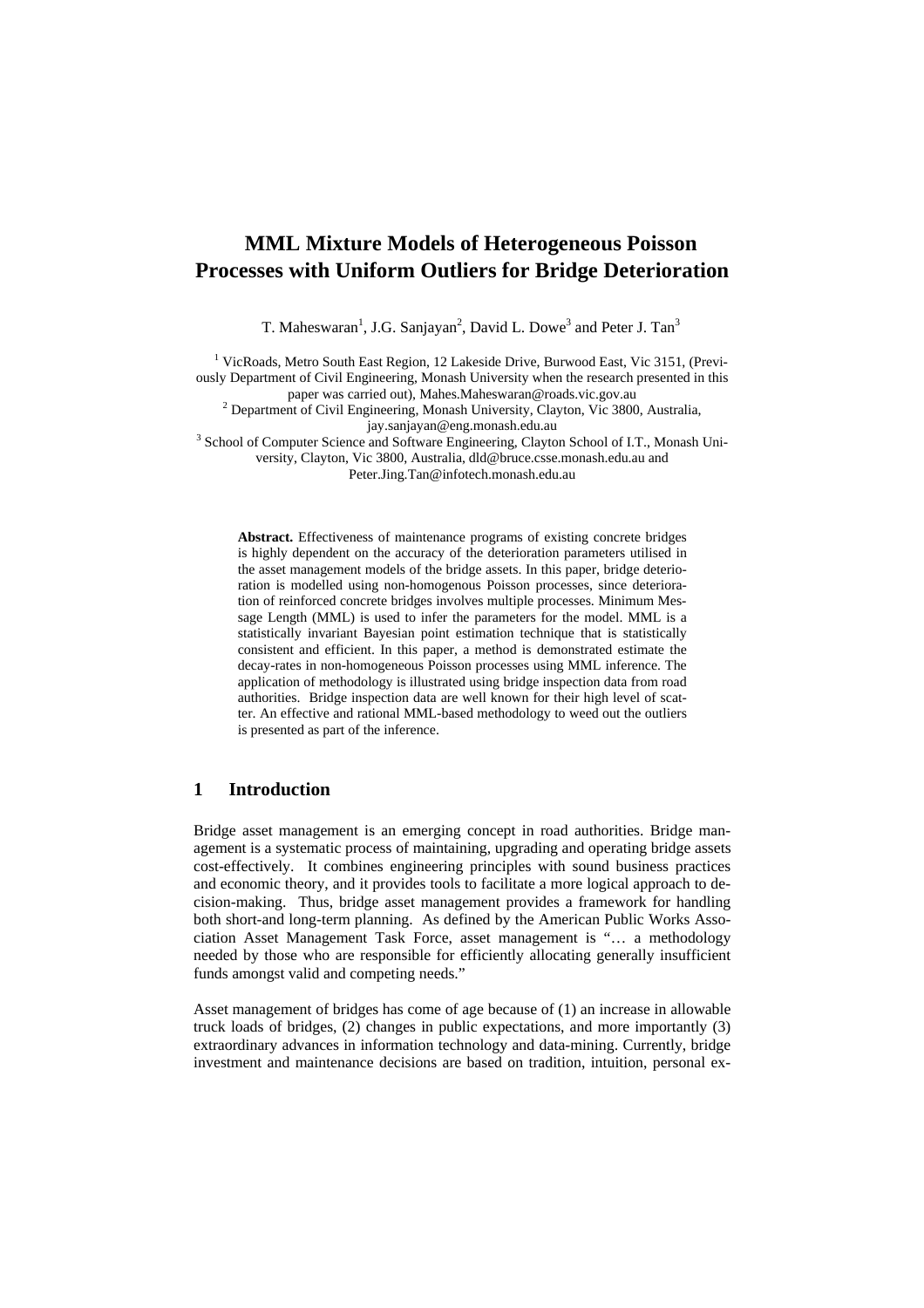# MML Mixture Models of Heterogeneous Poisson Processes with Uniform Outliers for Bridge Deterioration

T. Maheswaran[1], J.G. Sanjayan[2], David L. Dowe[3] and Peter J. Tan[3]

[1] VicRoads, Metro South East Region, 12 Lakeside Drive, Burwood East, Vic 3151, (Previously Department of Civil Engineering, Monash University when the research presented in this paper was carried out), Mahes.Maheswaran@roads.vic.gov.au

[2] Department of Civil Engineering, Monash University, Clayton, Vic 3800, Australia, jay.sanjayan@eng.monash.edu.au

[3] School of Computer Science and Software Engineering, Clayton School of I.T., Monash University, Clayton, Vic 3800, Australia, dld@bruce.csse.monash.edu.au and Peter.Jing.Tan@infotech.monash.edu.au

**Abstract.** Effectiveness of maintenance programs of existing concrete bridges is highly dependent on the accuracy of the deterioration parameters utilised in the asset management models of the bridge assets. In this paper, bridge deterioration is modelled using non-homogenous Poisson processes, since deterioration of reinforced concrete bridges involves multiple processes. Minimum Message Length (MML) is used to infer the parameters for the model. MML is a statistically invariant Bayesian point estimation technique that is statistically consistent and efficient. In this paper, a method is demonstrated estimate the decay-rates in non-homogeneous Poisson processes using MML inference. The application of methodology is illustrated using bridge inspection data from road authorities. Bridge inspection data are well known for their high level of scatter. An effective and rational MML-based methodology to weed out the outliers is presented as part of the inference.

## 1 Introduction

Bridge asset management is an emerging concept in road authorities. Bridge management is a systematic process of maintaining, upgrading and operating bridge assets cost-effectively. It combines engineering principles with sound business practices and economic theory, and it provides tools to facilitate a more logical approach to decision-making. Thus, bridge asset management provides a framework for handling both short-and long-term planning. As defined by the American Public Works Association Asset Management Task Force, asset management is "… a methodology needed by those who are responsible for efficiently allocating generally insufficient funds amongst valid and competing needs."

Asset management of bridges has come of age because of (1) an increase in allowable truck loads of bridges, (2) changes in public expectations, and more importantly (3) extraordinary advances in information technology and data-mining. Currently, bridge investment and maintenance decisions are based on tradition, intuition, personal ex-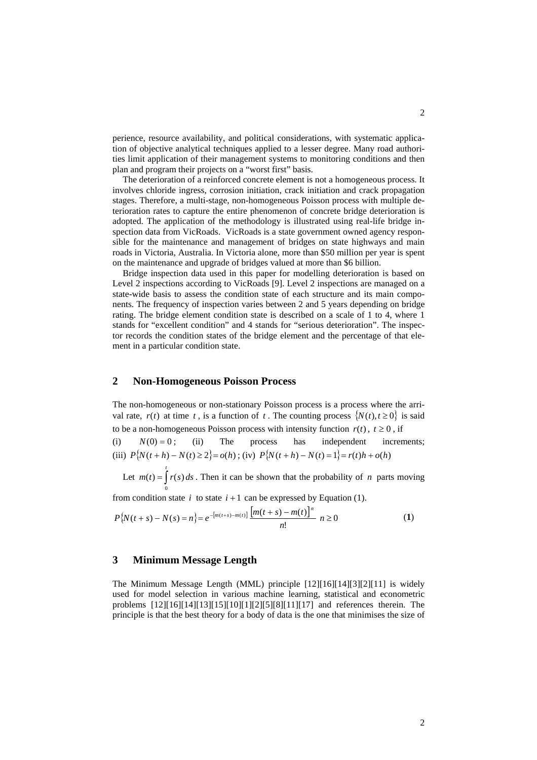perience, resource availability, and political considerations, with systematic application of objective analytical techniques applied to a lesser degree. Many road authorities limit application of their management systems to monitoring conditions and then plan and program their projects on a "worst first" basis.

The deterioration of a reinforced concrete element is not a homogeneous process. It involves chloride ingress, corrosion initiation, crack initiation and crack propagation stages. Therefore, a multi-stage, non-homogeneous Poisson process with multiple deterioration rates to capture the entire phenomenon of concrete bridge deterioration is adopted. The application of the methodology is illustrated using real-life bridge inspection data from VicRoads. VicRoads is a state government owned agency responsible for the maintenance and management of bridges on state highways and main roads in Victoria, Australia. In Victoria alone, more than $50 million per year is spent on the maintenance and upgrade of bridges valued at more than $6 billion.

Bridge inspection data used in this paper for modelling deterioration is based on Level 2 inspections according to VicRoads [9]. Level 2 inspections are managed on a state-wide basis to assess the condition state of each structure and its main components. The frequency of inspection varies between 2 and 5 years depending on bridge rating. The bridge element condition state is described on a scale of 1 to 4, where 1 stands for "excellent condition" and 4 stands for "serious deterioration". The inspector records the condition states of the bridge element and the percentage of that element in a particular condition state.

## 2 Non-Homogeneous Poisson Process

The non-homogeneous or non-stationary Poisson process is a process where the arrival rate, $r(t)$ at time $t$, is a function of $t$. The counting process $\{N(t), t \geq 0\}$ is said to be a non-homogeneous Poisson process with intensity function $r(t)$, $t \geq 0$, if (i) $N(0) = 0$; (ii) The process has independent increments; (iii) $P\{N(t+h) - N(t) \geq 2\} = o(h)$; (iv) $P\{N(t+h) - N(t) = 1\} = r(t)h + o(h)$

Let $m(t) = \int_0^t r(s)\, ds$. Then it can be shown that the probability of $n$ parts moving from condition state $i$ to state $i+1$ can be expressed by Equation (1).

$$P\{N(t+s) - N(s) = n\} = e^{-[m(t+s)-m(t)]} \frac{[m(t+s) - m(t)]^n}{n!} \quad n \geq 0 \tag{1}$$

## 3 Minimum Message Length

The Minimum Message Length (MML) principle [12][16][14][3][2][11] is widely used for model selection in various machine learning, statistical and econometric problems [12][16][14][13][15][10][1][2][5][8][11][17] and references therein. The principle is that the best theory for a body of data is the one that minimises the size of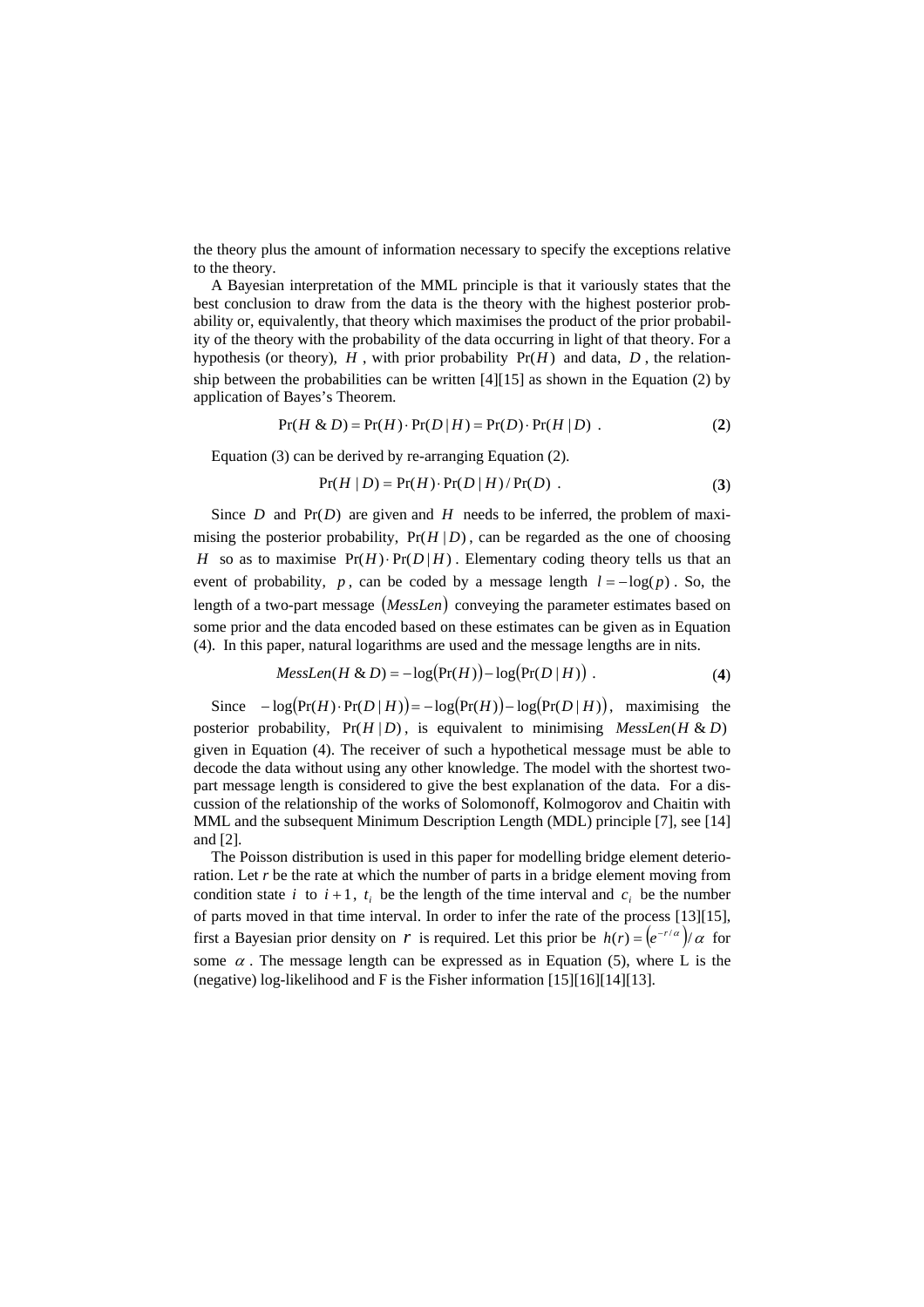the theory plus the amount of information necessary to specify the exceptions relative to the theory.

A Bayesian interpretation of the MML principle is that it variously states that the best conclusion to draw from the data is the theory with the highest posterior probability or, equivalently, that theory which maximises the product of the prior probability of the theory with the probability of the data occurring in light of that theory. For a hypothesis (or theory), $H$, with prior probability $\Pr(H)$ and data, $D$, the relationship between the probabilities can be written [4][15] as shown in the Equation (2) by application of Bayes's Theorem.

$$\Pr(H \ \& \ D) = \Pr(H) \cdot \Pr(D \mid H) = \Pr(D) \cdot \Pr(H \mid D) \ . \tag{2}$$

Equation (3) can be derived by re-arranging Equation (2).

$$\Pr(H \mid D) = \Pr(H) \cdot \Pr(D \mid H) / \Pr(D) \ . \tag{3}$$

Since $D$ and $\Pr(D)$ are given and $H$ needs to be inferred, the problem of maximising the posterior probability, $\Pr(H \mid D)$, can be regarded as the one of choosing $H$ so as to maximise $\Pr(H) \cdot \Pr(D \mid H)$. Elementary coding theory tells us that an event of probability, $p$, can be coded by a message length $l = -\log(p)$. So, the length of a two-part message $(MessLen)$ conveying the parameter estimates based on some prior and the data encoded based on these estimates can be given as in Equation (4). In this paper, natural logarithms are used and the message lengths are in nits.

$$MessLen(H \ \& \ D) = -\log(\Pr(H)) - \log(\Pr(D \mid H)) \ . \tag{4}$$

Since $-\log(\Pr(H) \cdot \Pr(D \mid H)) = -\log(\Pr(H)) - \log(\Pr(D \mid H))$, maximising the posterior probability, $\Pr(H \mid D)$, is equivalent to minimising $MessLen(H \ \& \ D)$ given in Equation (4). The receiver of such a hypothetical message must be able to decode the data without using any other knowledge. The model with the shortest two-part message length is considered to give the best explanation of the data. For a discussion of the relationship of the works of Solomonoff, Kolmogorov and Chaitin with MML and the subsequent Minimum Description Length (MDL) principle [7], see [14] and [2].

The Poisson distribution is used in this paper for modelling bridge element deterioration. Let $r$ be the rate at which the number of parts in a bridge element moving from condition state $i$ to $i+1$, $t_i$ be the length of the time interval and $c_i$ be the number of parts moved in that time interval. In order to infer the rate of the process [13][15], first a Bayesian prior density on $r$ is required. Let this prior be $h(r) = \left(e^{-r/\alpha}\right)/\alpha$ for some $\alpha$. The message length can be expressed as in Equation (5), where L is the (negative) log-likelihood and F is the Fisher information [15][16][14][13].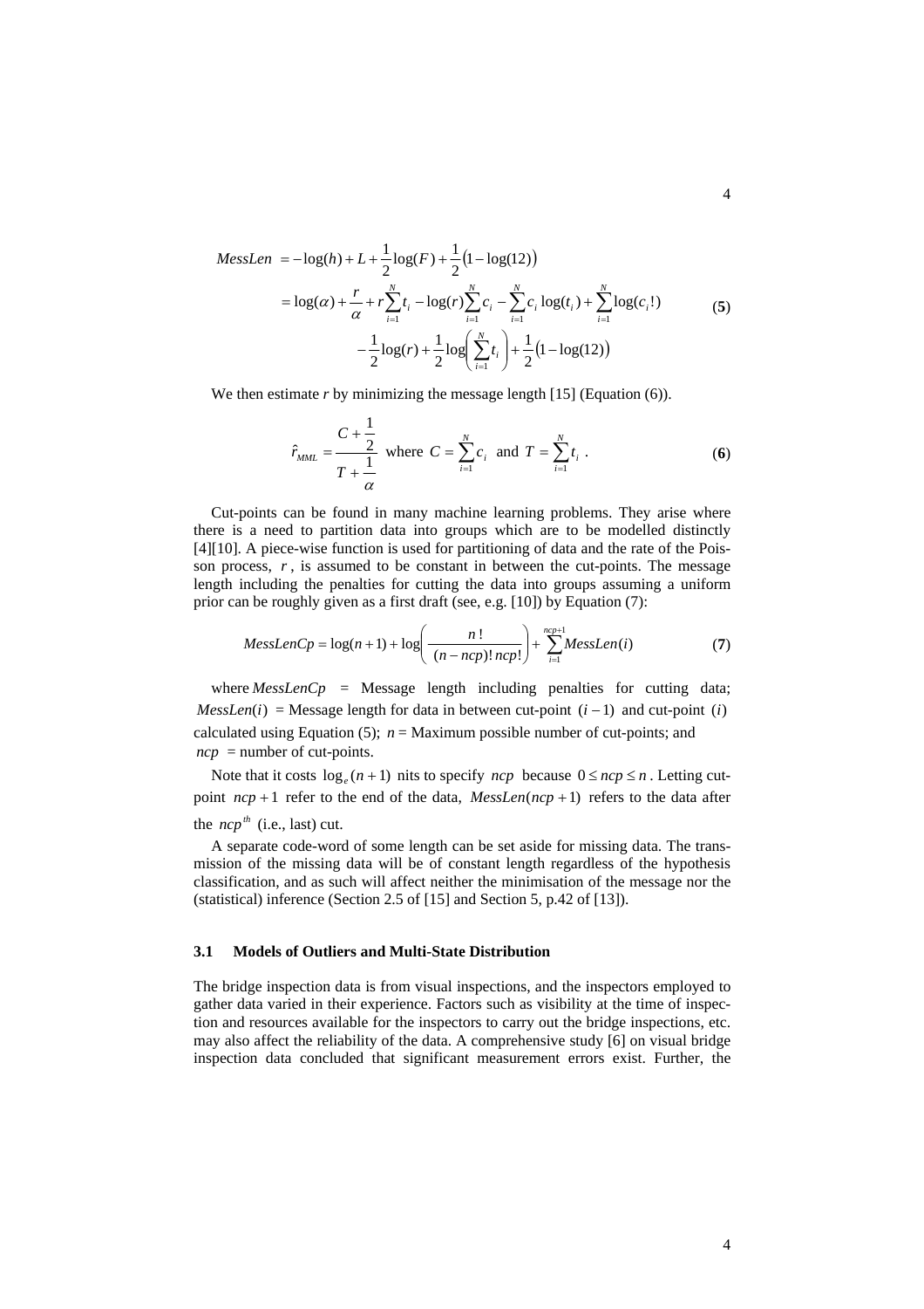$$
\begin{aligned}
MessLen &= -\log(h) + L + \frac{1}{2}\log(F) + \frac{1}{2}\left(1 - \log(12)\right) \\
&= \log(\alpha) + \frac{r}{\alpha} + r\sum_{i=1}^{N} t_i - \log(r)\sum_{i=1}^{N} c_i - \sum_{i=1}^{N} c_i \log(t_i) + \sum_{i=1}^{N}\log(c_i!) \\
&\qquad - \frac{1}{2}\log(r) + \frac{1}{2}\log\left(\sum_{i=1}^{N} t_i\right) + \frac{1}{2}\left(1 - \log(12)\right)
\end{aligned} \tag{5}
$$

We then estimate *r* by minimizing the message length [15] (Equation (6)).

$$
\hat{r}_{MML} = \frac{C + \frac{1}{2}}{T + \frac{1}{\alpha}} \text{ where } C = \sum_{i=1}^{N} c_i \text{ and } T = \sum_{i=1}^{N} t_i \,. \tag{6}
$$

Cut-points can be found in many machine learning problems. They arise where there is a need to partition data into groups which are to be modelled distinctly [4][10]. A piece-wise function is used for partitioning of data and the rate of the Poisson process, $r$, is assumed to be constant in between the cut-points. The message length including the penalties for cutting the data into groups assuming a uniform prior can be roughly given as a first draft (see, e.g. [10]) by Equation (7):

$$
MessLenCp = \log(n+1) + \log\left(\frac{n!}{(n-ncp)!\,ncp!}\right) + \sum_{i=1}^{ncp+1} MessLen(i) \tag{7}
$$

where $MessLenCp$ = Message length including penalties for cutting data; $MessLen(i)$ = Message length for data in between cut-point $(i-1)$ and cut-point $(i)$ calculated using Equation (5); $n$ = Maximum possible number of cut-points; and $ncp$ = number of cut-points.

Note that it costs $\log_e(n+1)$ nits to specify $ncp$ because $0 \le ncp \le n$. Letting cut-point $ncp+1$ refer to the end of the data, $MessLen(ncp+1)$ refers to the data after the $ncp^{th}$ (i.e., last) cut.

A separate code-word of some length can be set aside for missing data. The transmission of the missing data will be of constant length regardless of the hypothesis classification, and as such will affect neither the minimisation of the message nor the (statistical) inference (Section 2.5 of [15] and Section 5, p.42 of [13]).

### 3.1 Models of Outliers and Multi-State Distribution

The bridge inspection data is from visual inspections, and the inspectors employed to gather data varied in their experience. Factors such as visibility at the time of inspection and resources available for the inspectors to carry out the bridge inspections, etc. may also affect the reliability of the data. A comprehensive study [6] on visual bridge inspection data concluded that significant measurement errors exist. Further, the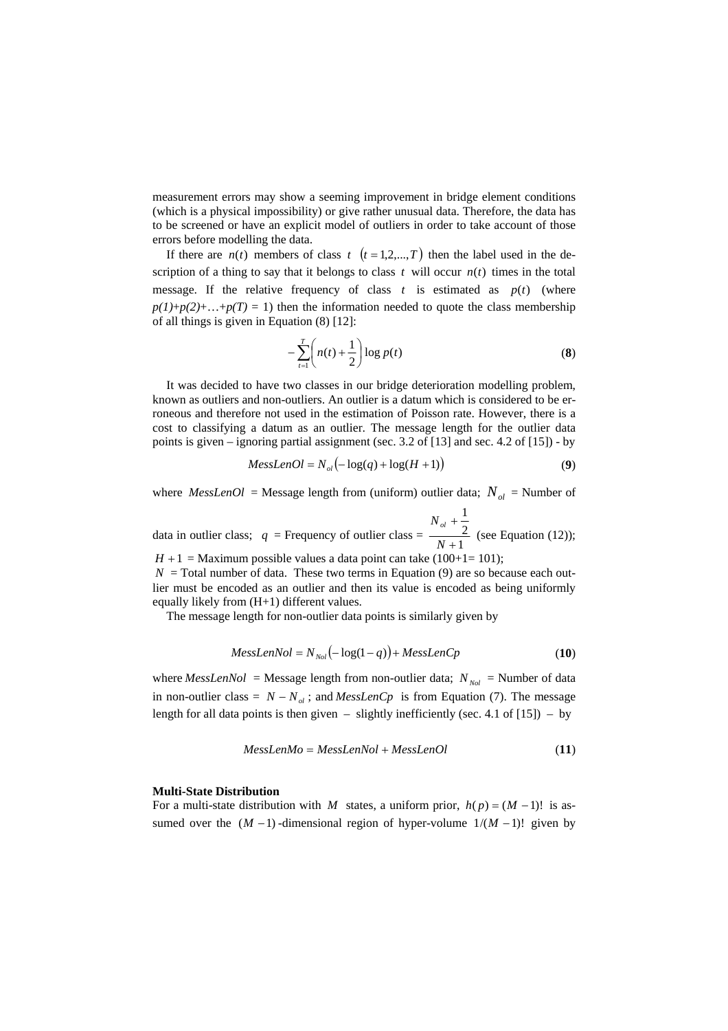measurement errors may show a seeming improvement in bridge element conditions (which is a physical impossibility) or give rather unusual data. Therefore, the data has to be screened or have an explicit model of outliers in order to take account of those errors before modelling the data.

If there are $n(t)$ members of class $t$ $(t = 1,2,...,T)$ then the label used in the description of a thing to say that it belongs to class $t$ will occur $n(t)$ times in the total message. If the relative frequency of class $t$ is estimated as $p(t)$ (where $p(1)+p(2)+\ldots+p(T) = 1$) then the information needed to quote the class membership of all things is given in Equation (8) [12]:

$$-\sum_{t=1}^{T}\left(n(t)+\frac{1}{2}\right)\log p(t) \qquad \textbf{(8)}$$

It was decided to have two classes in our bridge deterioration modelling problem, known as outliers and non-outliers. An outlier is a datum which is considered to be erroneous and therefore not used in the estimation of Poisson rate. However, there is a cost to classifying a datum as an outlier. The message length for the outlier data points is given – ignoring partial assignment (sec. 3.2 of [13] and sec. 4.2 of [15]) - by

$$MessLenOl = N_{ol}\left(-\log(q)+\log(H+1)\right) \qquad \textbf{(9)}$$

where $MessLenOl$ = Message length from (uniform) outlier data; $N_{ol}$ = Number of data in outlier class; $q$ = Frequency of outlier class = $\dfrac{N_{ol}+\frac{1}{2}}{N+1}$ (see Equation (12)); $H+1$ = Maximum possible values a data point can take (100+1= 101); $N$ = Total number of data. These two terms in Equation (9) are so because each outlier must be encoded as an outlier and then its value is encoded as being uniformly equally likely from (H+1) different values.

The message length for non-outlier data points is similarly given by

$$MessLenNol = N_{Nol}\left(-\log(1-q)\right) + MessLenCp \qquad \textbf{(10)}$$

where $MessLenNol$ = Message length from non-outlier data; $N_{Nol}$ = Number of data in non-outlier class = $N - N_{ol}$; and $MessLenCp$ is from Equation (7). The message length for all data points is then given – slightly inefficiently (sec. 4.1 of [15]) – by

$$MessLenMo = MessLenNol + MessLenOl \qquad \textbf{(11)}$$

**Multi-State Distribution**

For a multi-state distribution with $M$ states, a uniform prior, $h(p) = (M-1)!$ is assumed over the $(M-1)$-dimensional region of hyper-volume $1/(M-1)!$ given by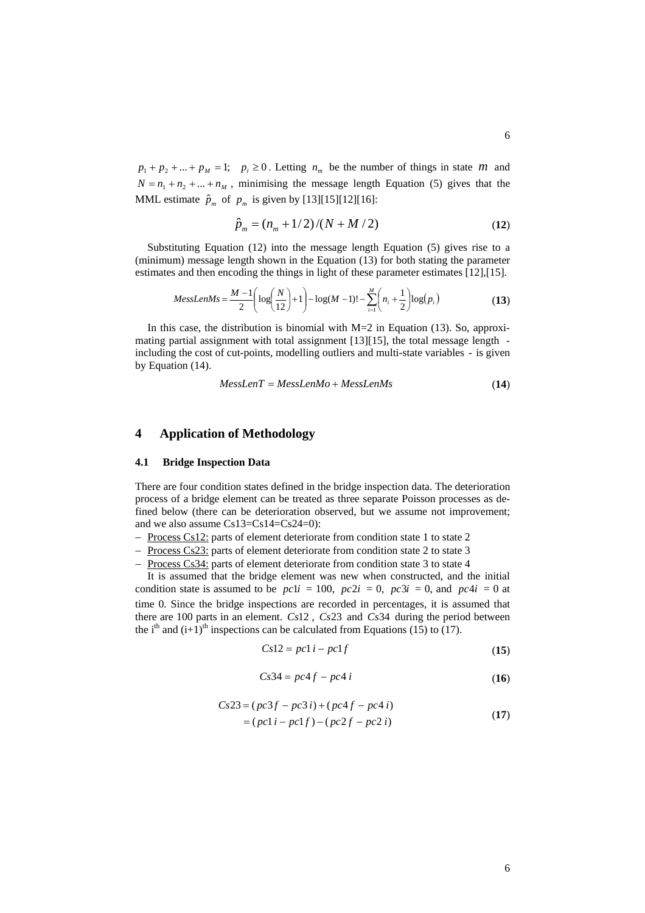$p_1 + p_2 + ... + p_M = 1; \quad p_i \geq 0$. Letting $n_m$ be the number of things in state $m$ and $N = n_1 + n_2 + ... + n_M$, minimising the message length Equation (5) gives that the MML estimate $\hat{p}_m$ of $p_m$ is given by [13][15][12][16]:

$$\hat{p}_m = (n_m + 1/2)/(N + M/2) \tag{12}$$

Substituting Equation (12) into the message length Equation (5) gives rise to a (minimum) message length shown in the Equation (13) for both stating the parameter estimates and then encoding the things in light of these parameter estimates [12],[15].

$$MessLenMs = \frac{M-1}{2}\left(\log\left(\frac{N}{12}\right)+1\right) - \log(M-1)! - \sum_{i=1}^{M}\left(n_i + \frac{1}{2}\right)\log(p_i) \tag{13}$$

In this case, the distribution is binomial with M=2 in Equation (13). So, approximating partial assignment with total assignment [13][15], the total message length - including the cost of cut-points, modelling outliers and multi-state variables - is given by Equation (14).

$$MessLenT = MessLenMo + MessLenMs \tag{14}$$

## 4 Application of Methodology

### 4.1 Bridge Inspection Data

There are four condition states defined in the bridge inspection data. The deterioration process of a bridge element can be treated as three separate Poisson processes as defined below (there can be deterioration observed, but we assume not improvement; and we also assume Cs13=Cs14=Cs24=0):

- Process Cs12: parts of element deteriorate from condition state 1 to state 2
- Process Cs23: parts of element deteriorate from condition state 2 to state 3
- Process Cs34: parts of element deteriorate from condition state 3 to state 4

It is assumed that the bridge element was new when constructed, and the initial condition state is assumed to be $pc1i = 100$, $pc2i = 0$, $pc3i = 0$, and $pc4i = 0$ at time 0. Since the bridge inspections are recorded in percentages, it is assumed that there are 100 parts in an element. $Cs12$, $Cs23$ and $Cs34$ during the period between the i[th] and (i+1)[th] inspections can be calculated from Equations (15) to (17).

$$Cs12 = pc1\,i - pc1\,f \tag{15}$$

$$Cs34 = pc4\,f - pc4\,i \tag{16}$$

$$\begin{aligned} Cs23 &= (pc3\,f - pc3\,i) + (pc4\,f - pc4\,i) \\ &= (pc1\,i - pc1\,f) - (pc2\,f - pc2\,i) \end{aligned} \tag{17}$$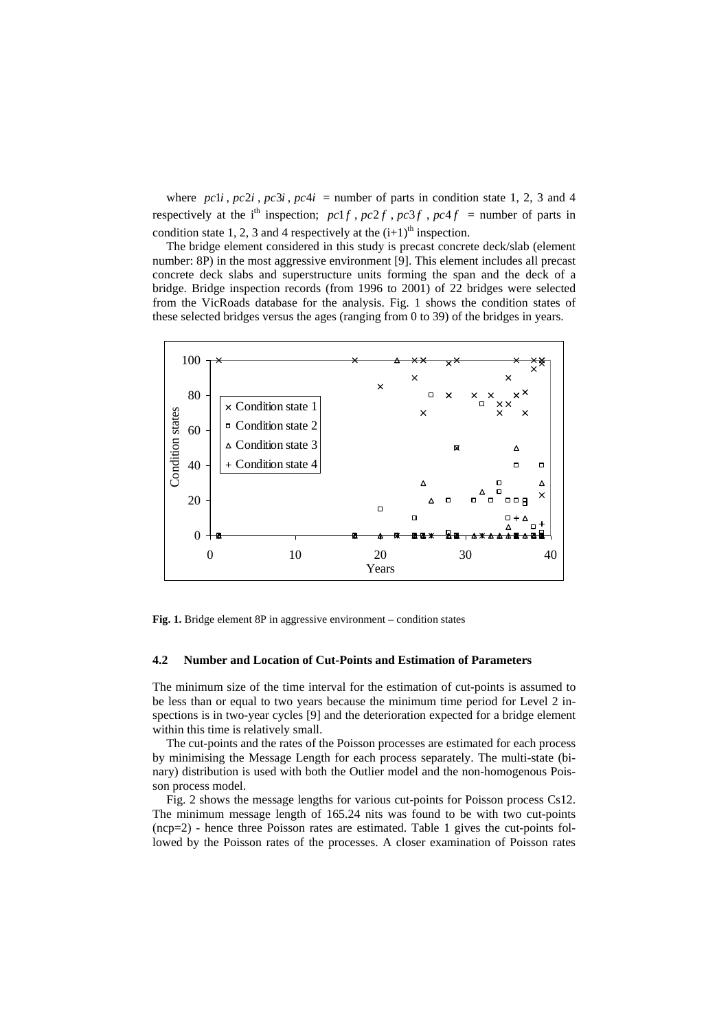where $pc1i$, $pc2i$, $pc3i$, $pc4i$ = number of parts in condition state 1, 2, 3 and 4 respectively at the i[th] inspection; $pc1f$, $pc2f$, $pc3f$, $pc4f$ = number of parts in condition state 1, 2, 3 and 4 respectively at the $(i+1)^{th}$ inspection.

The bridge element considered in this study is precast concrete deck/slab (element number: 8P) in the most aggressive environment [9]. This element includes all precast concrete deck slabs and superstructure units forming the span and the deck of a bridge. Bridge inspection records (from 1996 to 2001) of 22 bridges were selected from the VicRoads database for the analysis. Fig. 1 shows the condition states of these selected bridges versus the ages (ranging from 0 to 39) of the bridges in years.

Condition states
100
80
60
40
20
0
0
10
20
30
40
Years
× Condition state 1
□ Condition state 2
△ Condition state 3
+ Condition state 4

**Fig. 1.** Bridge element 8P in aggressive environment – condition states

### 4.2 Number and Location of Cut-Points and Estimation of Parameters

The minimum size of the time interval for the estimation of cut-points is assumed to be less than or equal to two years because the minimum time period for Level 2 inspections is in two-year cycles [9] and the deterioration expected for a bridge element within this time is relatively small.

The cut-points and the rates of the Poisson processes are estimated for each process by minimising the Message Length for each process separately. The multi-state (binary) distribution is used with both the Outlier model and the non-homogenous Poisson process model.

Fig. 2 shows the message lengths for various cut-points for Poisson process Cs12. The minimum message length of 165.24 nits was found to be with two cut-points (ncp=2) - hence three Poisson rates are estimated. Table 1 gives the cut-points followed by the Poisson rates of the processes. A closer examination of Poisson rates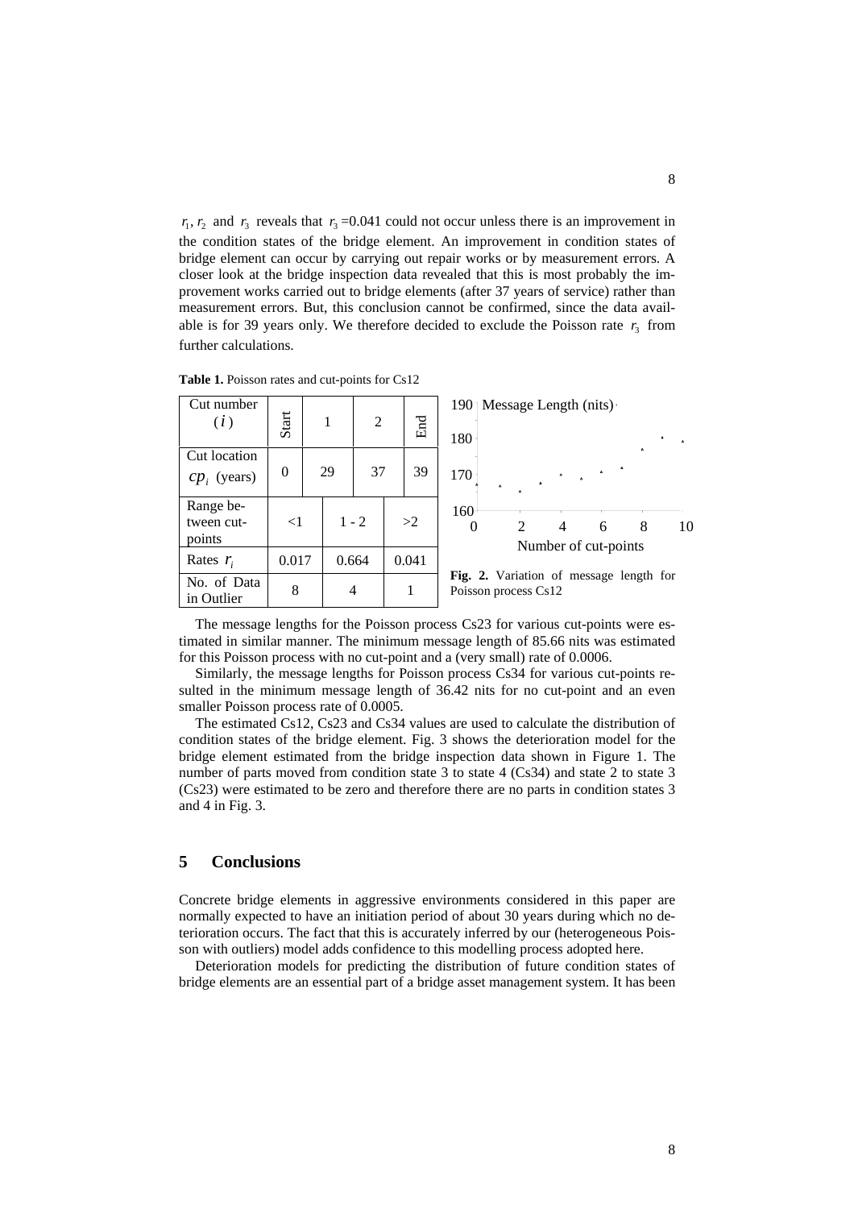$r_1, r_2$ and $r_3$ reveals that $r_3$=0.041 could not occur unless there is an improvement in the condition states of the bridge element. An improvement in condition states of bridge element can occur by carrying out repair works or by measurement errors. A closer look at the bridge inspection data revealed that this is most probably the improvement works carried out to bridge elements (after 37 years of service) rather than measurement errors. But, this conclusion cannot be confirmed, since the data available is for 39 years only. We therefore decided to exclude the Poisson rate $r_3$ from further calculations.

**Table 1.** Poisson rates and cut-points for Cs12

| Cut number ($i$) | Start | 1 | 2 | End |
|---|---|---|---|---|
| Cut location $cp_i$ (years) | 0 | 29 | 37 | 39 |
| Range between cut-points | <1 | 1 - 2 | >2 | |
| Rates $r_i$ | 0.017 | 0.664 | 0.041 | |
| No. of Data in Outlier | 8 | 4 | 1 | |

Message Length (nits)
190
180
170
160
0 2 4 6 8 10
Number of cut-points

**Fig. 2.** Variation of message length for Poisson process Cs12

The message lengths for the Poisson process Cs23 for various cut-points were estimated in similar manner. The minimum message length of 85.66 nits was estimated for this Poisson process with no cut-point and a (very small) rate of 0.0006.

Similarly, the message lengths for Poisson process Cs34 for various cut-points resulted in the minimum message length of 36.42 nits for no cut-point and an even smaller Poisson process rate of 0.0005.

The estimated Cs12, Cs23 and Cs34 values are used to calculate the distribution of condition states of the bridge element. Fig. 3 shows the deterioration model for the bridge element estimated from the bridge inspection data shown in Figure 1. The number of parts moved from condition state 3 to state 4 (Cs34) and state 2 to state 3 (Cs23) were estimated to be zero and therefore there are no parts in condition states 3 and 4 in Fig. 3.

## 5 Conclusions

Concrete bridge elements in aggressive environments considered in this paper are normally expected to have an initiation period of about 30 years during which no deterioration occurs. The fact that this is accurately inferred by our (heterogeneous Poisson with outliers) model adds confidence to this modelling process adopted here.

Deterioration models for predicting the distribution of future condition states of bridge elements are an essential part of a bridge asset management system. It has been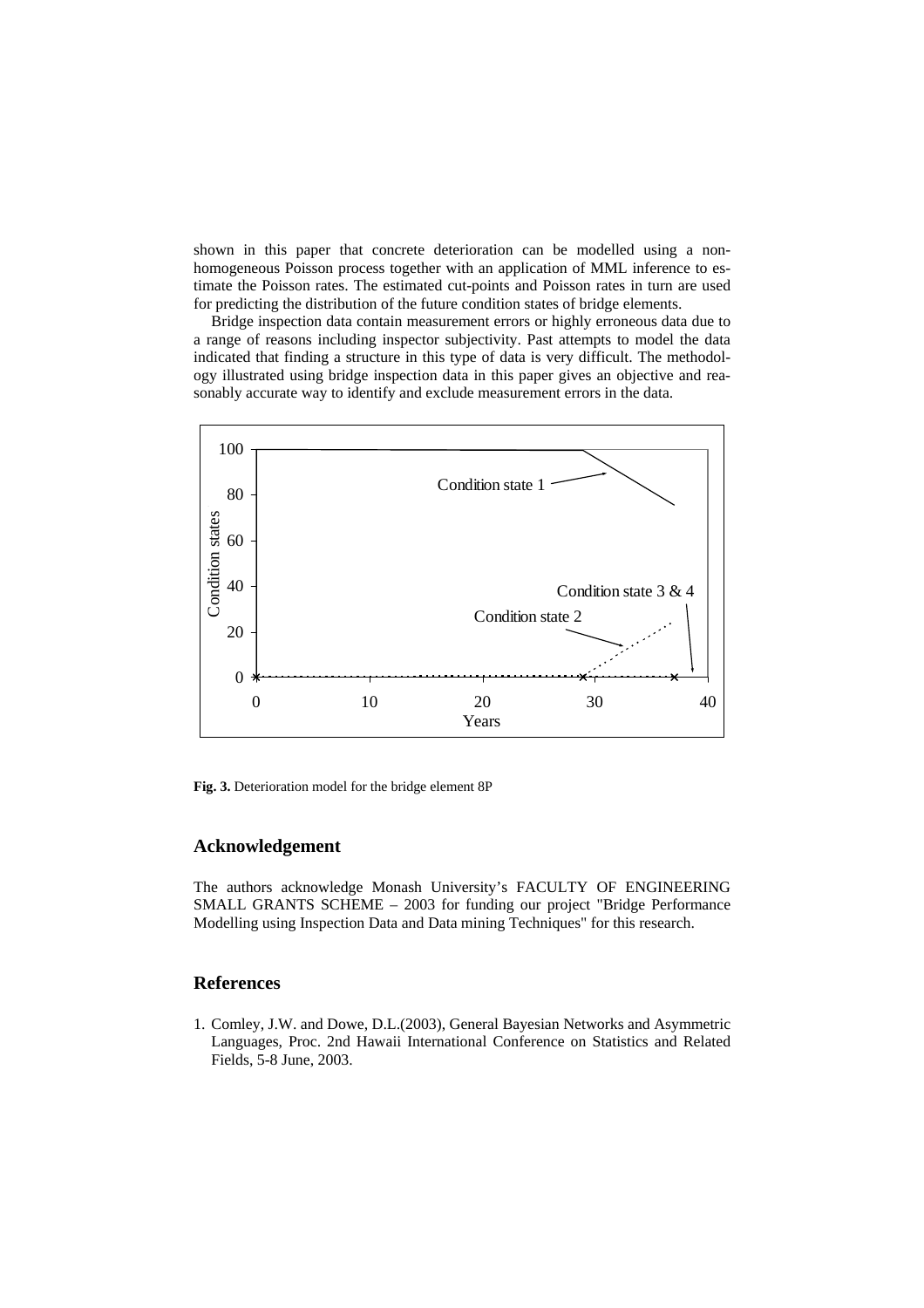shown in this paper that concrete deterioration can be modelled using a non-homogeneous Poisson process together with an application of MML inference to estimate the Poisson rates. The estimated cut-points and Poisson rates in turn are used for predicting the distribution of the future condition states of bridge elements.

Bridge inspection data contain measurement errors or highly erroneous data due to a range of reasons including inspector subjectivity. Past attempts to model the data indicated that finding a structure in this type of data is very difficult. The methodology illustrated using bridge inspection data in this paper gives an objective and reasonably accurate way to identify and exclude measurement errors in the data.

Condition states

100

80

60

40

20

0

0

10

20

30

40

Years

Condition state 1

Condition state 2

Condition state 3 & 4

**Fig. 3.** Deterioration model for the bridge element 8P

## Acknowledgement

The authors acknowledge Monash University's FACULTY OF ENGINEERING SMALL GRANTS SCHEME – 2003 for funding our project "Bridge Performance Modelling using Inspection Data and Data mining Techniques" for this research.

## References

1. Comley, J.W. and Dowe, D.L.(2003), General Bayesian Networks and Asymmetric Languages, Proc. 2nd Hawaii International Conference on Statistics and Related Fields, 5-8 June, 2003.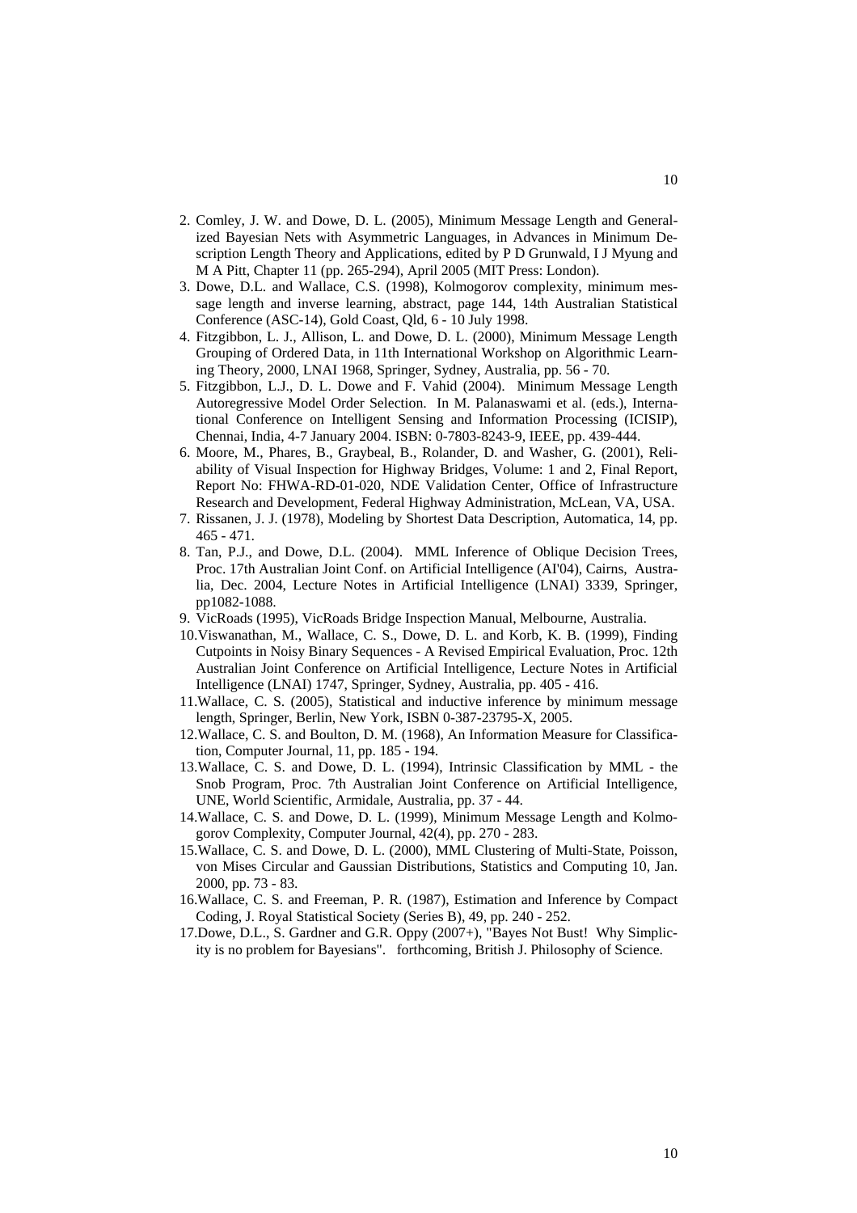2. Comley, J. W. and Dowe, D. L. (2005), Minimum Message Length and Generalized Bayesian Nets with Asymmetric Languages, in Advances in Minimum Description Length Theory and Applications, edited by P D Grunwald, I J Myung and M A Pitt, Chapter 11 (pp. 265-294), April 2005 (MIT Press: London).
3. Dowe, D.L. and Wallace, C.S. (1998), Kolmogorov complexity, minimum message length and inverse learning, abstract, page 144, 14th Australian Statistical Conference (ASC-14), Gold Coast, Qld, 6 - 10 July 1998.
4. Fitzgibbon, L. J., Allison, L. and Dowe, D. L. (2000), Minimum Message Length Grouping of Ordered Data, in 11th International Workshop on Algorithmic Learning Theory, 2000, LNAI 1968, Springer, Sydney, Australia, pp. 56 - 70.
5. Fitzgibbon, L.J., D. L. Dowe and F. Vahid (2004). Minimum Message Length Autoregressive Model Order Selection. In M. Palanaswami et al. (eds.), International Conference on Intelligent Sensing and Information Processing (ICISIP), Chennai, India, 4-7 January 2004. ISBN: 0-7803-8243-9, IEEE, pp. 439-444.
6. Moore, M., Phares, B., Graybeal, B., Rolander, D. and Washer, G. (2001), Reliability of Visual Inspection for Highway Bridges, Volume: 1 and 2, Final Report, Report No: FHWA-RD-01-020, NDE Validation Center, Office of Infrastructure Research and Development, Federal Highway Administration, McLean, VA, USA.
7. Rissanen, J. J. (1978), Modeling by Shortest Data Description, Automatica, 14, pp. 465 - 471.
8. Tan, P.J., and Dowe, D.L. (2004). MML Inference of Oblique Decision Trees, Proc. 17th Australian Joint Conf. on Artificial Intelligence (AI'04), Cairns, Australia, Dec. 2004, Lecture Notes in Artificial Intelligence (LNAI) 3339, Springer, pp1082-1088.
9. VicRoads (1995), VicRoads Bridge Inspection Manual, Melbourne, Australia.
10. Viswanathan, M., Wallace, C. S., Dowe, D. L. and Korb, K. B. (1999), Finding Cutpoints in Noisy Binary Sequences - A Revised Empirical Evaluation, Proc. 12th Australian Joint Conference on Artificial Intelligence, Lecture Notes in Artificial Intelligence (LNAI) 1747, Springer, Sydney, Australia, pp. 405 - 416.
11. Wallace, C. S. (2005), Statistical and inductive inference by minimum message length, Springer, Berlin, New York, ISBN 0-387-23795-X, 2005.
12. Wallace, C. S. and Boulton, D. M. (1968), An Information Measure for Classification, Computer Journal, 11, pp. 185 - 194.
13. Wallace, C. S. and Dowe, D. L. (1994), Intrinsic Classification by MML - the Snob Program, Proc. 7th Australian Joint Conference on Artificial Intelligence, UNE, World Scientific, Armidale, Australia, pp. 37 - 44.
14. Wallace, C. S. and Dowe, D. L. (1999), Minimum Message Length and Kolmogorov Complexity, Computer Journal, 42(4), pp. 270 - 283.
15. Wallace, C. S. and Dowe, D. L. (2000), MML Clustering of Multi-State, Poisson, von Mises Circular and Gaussian Distributions, Statistics and Computing 10, Jan. 2000, pp. 73 - 83.
16. Wallace, C. S. and Freeman, P. R. (1987), Estimation and Inference by Compact Coding, J. Royal Statistical Society (Series B), 49, pp. 240 - 252.
17. Dowe, D.L., S. Gardner and G.R. Oppy (2007+), "Bayes Not Bust! Why Simplicity is no problem for Bayesians". forthcoming, British J. Philosophy of Science.